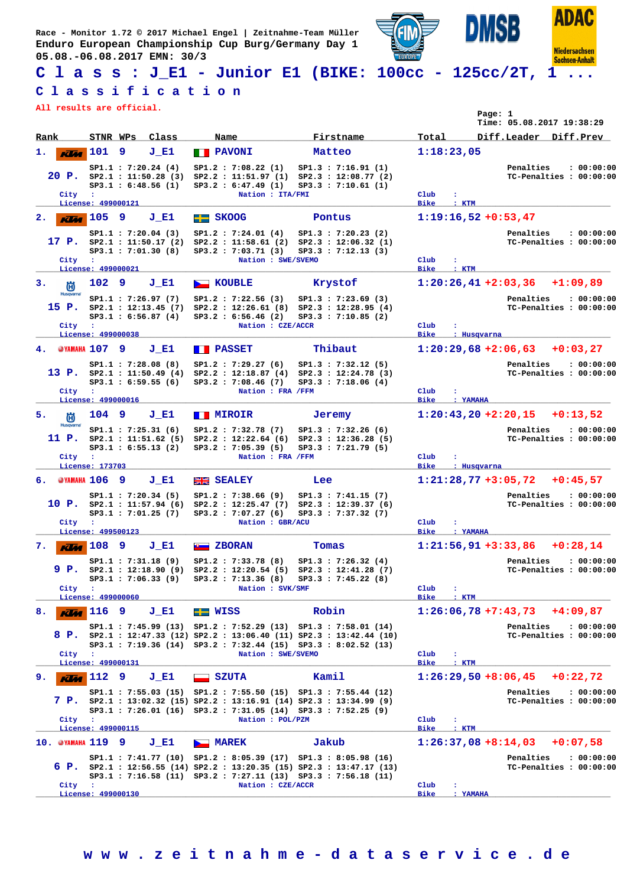Race - Monitor 1.72 © 2017 Michael Engel | Zeitnahme-Team Müller
Enduro European Championship Cup Burg/Germany Day 1
05.08.-06.08.2017 EMN: 30/3

# C l a s s : J_E1 - Junior E1 (BIKE: 100cc - 125cc/2T, 1 ...

## C l a s s i f i c a t i o n

All results are official.

Page: 1
Time: 05.08.2017 19:38:29

| Rank | STNR | WPs | Class | Name | Firstname | Total | Diff.Leader | Diff.Prev |
|---|---|---|---|---|---|---|---|---|
| 1. | 101 | 9 | J_E1 | PAVONI | Matteo | 1:18:23,05 | | |
| 2. | 105 | 9 | J_E1 | SKOOG | Pontus | 1:19:16,52 | +0:53,47 | |
| 3. | 102 | 9 | J_E1 | KOUBLE | Krystof | 1:20:26,41 | +2:03,36 | +1:09,89 |
| 4. | 107 | 9 | J_E1 | PASSET | Thibaut | 1:20:29,68 | +2:06,63 | +0:03,27 |
| 5. | 104 | 9 | J_E1 | MIROIR | Jeremy | 1:20:43,20 | +2:20,15 | +0:13,52 |
| 6. | 106 | 9 | J_E1 | SEALEY | Lee | 1:21:28,77 | +3:05,72 | +0:45,57 |
| 7. | 108 | 9 | J_E1 | ZBORAN | Tomas | 1:21:56,91 | +3:33,86 | +0:28,14 |
| 8. | 116 | 9 | J_E1 | WISS | Robin | 1:26:06,78 | +7:43,73 | +4:09,87 |
| 9. | 112 | 9 | J_E1 | SZUTA | Kamil | 1:26:29,50 | +8:06,45 | +0:22,72 |
| 10. | 119 | 9 | J_E1 | MAREK | Jakub | 1:26:37,08 | +8:14,03 | +0:07,58 |

**1. 101 PAVONI Matteo** — 20 P.
SP1.1 : 7:20.24 (4) SP1.2 : 7:08.22 (1) SP1.3 : 7:16.91 (1)
SP2.1 : 11:50.28 (3) SP2.2 : 11:51.97 (1) SP2.3 : 12:08.77 (2)
SP3.1 : 6:48.56 (1) SP3.2 : 6:47.49 (1) SP3.3 : 7:10.61 (1)
Penalties : 00:00:00 — TC-Penalties : 00:00:00
City : — Nation : ITA/FMI — Club : — License: 499000121 — Bike : KTM

**2. 105 SKOOG Pontus** — 17 P.
SP1.1 : 7:20.04 (3) SP1.2 : 7:24.01 (4) SP1.3 : 7:20.23 (2)
SP2.1 : 11:50.17 (2) SP2.2 : 11:58.61 (2) SP2.3 : 12:06.32 (1)
SP3.1 : 7:01.30 (8) SP3.2 : 7:03.71 (3) SP3.3 : 7:12.13 (3)
Penalties : 00:00:00 — TC-Penalties : 00:00:00
City : — Nation : SWE/SVEMO — Club : — License: 499000021 — Bike : KTM

**3. 102 KOUBLE Krystof** — 15 P.
SP1.1 : 7:26.97 (7) SP1.2 : 7:22.56 (3) SP1.3 : 7:23.69 (3)
SP2.1 : 12:13.45 (7) SP2.2 : 12:26.61 (8) SP2.3 : 12:28.95 (4)
SP3.1 : 6:56.87 (4) SP3.2 : 6:56.46 (2) SP3.3 : 7:10.85 (2)
Penalties : 00:00:00 — TC-Penalties : 00:00:00
City : — Nation : CZE/ACCR — Club : — License: 499000038 — Bike : Husqvarna

**4. 107 PASSET Thibaut** — 13 P.
SP1.1 : 7:28.08 (8) SP1.2 : 7:29.27 (6) SP1.3 : 7:32.12 (5)
SP2.1 : 11:50.49 (4) SP2.2 : 12:18.87 (4) SP2.3 : 12:24.78 (3)
SP3.1 : 6:59.55 (6) SP3.2 : 7:08.46 (7) SP3.3 : 7:18.06 (4)
Penalties : 00:00:00 — TC-Penalties : 00:00:00
City : — Nation : FRA /FFM — Club : — License: 499000016 — Bike : YAMAHA

**5. 104 MIROIR Jeremy** — 11 P.
SP1.1 : 7:25.31 (6) SP1.2 : 7:32.78 (7) SP1.3 : 7:32.26 (6)
SP2.1 : 11:51.62 (5) SP2.2 : 12:22.64 (6) SP2.3 : 12:36.28 (5)
SP3.1 : 6:55.13 (2) SP3.2 : 7:05.39 (5) SP3.3 : 7:21.79 (5)
Penalties : 00:00:00 — TC-Penalties : 00:00:00
City : — Nation : FRA /FFM — Club : — License: 173703 — Bike : Husqvarna

**6. 106 SEALEY Lee** — 10 P.
SP1.1 : 7:20.34 (5) SP1.2 : 7:38.66 (9) SP1.3 : 7:41.15 (7)
SP2.1 : 11:57.94 (6) SP2.2 : 12:25.47 (7) SP2.3 : 12:39.37 (6)
SP3.1 : 7:01.25 (7) SP3.2 : 7:07.27 (6) SP3.3 : 7:37.32 (7)
Penalties : 00:00:00 — TC-Penalties : 00:00:00
City : — Nation : GBR/ACU — Club : — License: 499500123 — Bike : YAMAHA

**7. 108 ZBORAN Tomas** — 9 P.
SP1.1 : 7:31.18 (9) SP1.2 : 7:33.78 (8) SP1.3 : 7:26.32 (4)
SP2.1 : 12:18.90 (9) SP2.2 : 12:20.54 (5) SP2.3 : 12:41.28 (7)
SP3.1 : 7:06.33 (9) SP3.2 : 7:13.36 (8) SP3.3 : 7:45.22 (8)
Penalties : 00:00:00 — TC-Penalties : 00:00:00
City : — Nation : SVK/SMF — Club : — License: 499000060 — Bike : KTM

**8. 116 WISS Robin** — 8 P.
SP1.1 : 7:45.99 (13) SP1.2 : 7:52.29 (13) SP1.3 : 7:58.01 (14)
SP2.1 : 12:47.33 (12) SP2.2 : 13:06.40 (11) SP2.3 : 13:42.44 (10)
SP3.1 : 7:19.36 (14) SP3.2 : 7:32.44 (15) SP3.3 : 8:02.52 (13)
Penalties : 00:00:00 — TC-Penalties : 00:00:00
City : — Nation : SWE/SVEMO — Club : — License: 499000131 — Bike : KTM

**9. 112 SZUTA Kamil** — 7 P.
SP1.1 : 7:55.03 (15) SP1.2 : 7:55.50 (15) SP1.3 : 7:55.44 (12)
SP2.1 : 13:02.32 (15) SP2.2 : 13:16.91 (14) SP2.3 : 13:34.99 (9)
SP3.1 : 7:26.01 (16) SP3.2 : 7:31.05 (14) SP3.3 : 7:52.25 (9)
Penalties : 00:00:00 — TC-Penalties : 00:00:00
City : — Nation : POL/PZM — Club : — License: 499000115 — Bike : KTM

**10. 119 MAREK Jakub** — 6 P.
SP1.1 : 7:41.77 (10) SP1.2 : 8:05.39 (17) SP1.3 : 8:05.98 (16)
SP2.1 : 12:56.55 (14) SP2.2 : 13:20.35 (15) SP2.3 : 13:47.17 (13)
SP3.1 : 7:16.58 (11) SP3.2 : 7:27.11 (13) SP3.3 : 7:56.18 (11)
Penalties : 00:00:00 — TC-Penalties : 00:00:00
City : — Nation : CZE/ACCR — Club : — License: 499000130 — Bike : YAMAHA

w w w . z e i t n a h m e - d a t a s e r v i c e . d e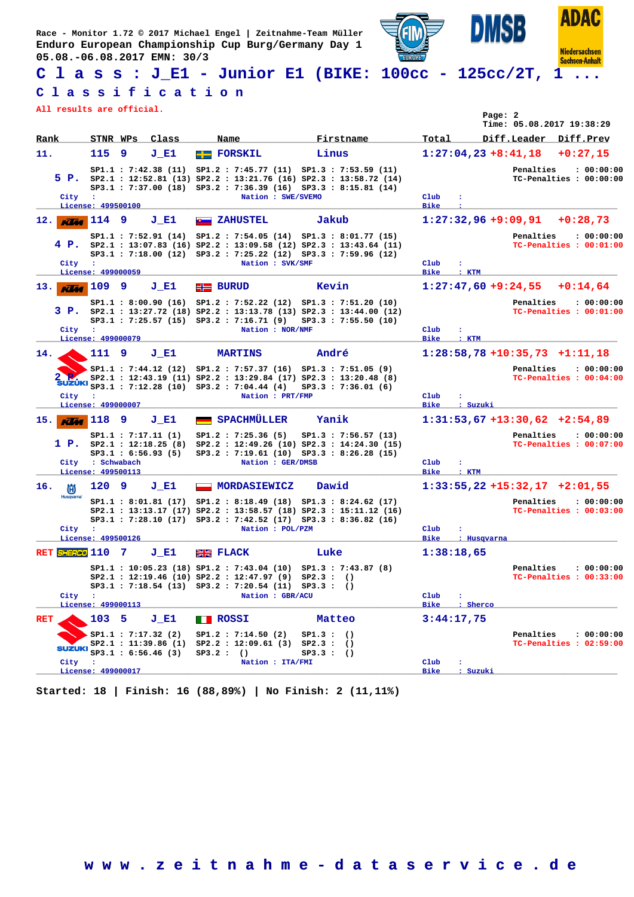Race - Monitor 1.72 © 2017 Michael Engel | Zeitnahme-Team Müller
Enduro European Championship Cup Burg/Germany Day 1
05.08.-06.08.2017 EMN: 30/3

# C l a s s : J_E1 - Junior E1 (BIKE: 100cc - 125cc/2T, 1 ...

## C l a s s i f i c a t i o n

All results are official.

Page: 2
Time: 05.08.2017 19:38:29

| Rank | STNR | WPs | Class | Name | Firstname | Total | Diff.Leader | Diff.Prev |
|---|---|---|---|---|---|---|---|---|
| 11. | 115 | 9 | J_E1 | FORSKIL | Linus | 1:27:04,23 | +8:41,18 | +0:27,15 |
| 12. | 114 | 9 | J_E1 | ZAHUSTEL | Jakub | 1:27:32,96 | +9:09,91 | +0:28,73 |
| 13. | 109 | 9 | J_E1 | BURUD | Kevin | 1:27:47,60 | +9:24,55 | +0:14,64 |
| 14. | 111 | 9 | J_E1 | MARTINS | André | 1:28:58,78 | +10:35,73 | +1:11,18 |
| 15. | 118 | 9 | J_E1 | SPACHMÜLLER | Yanik | 1:31:53,67 | +13:30,62 | +2:54,89 |
| 16. | 120 | 9 | J_E1 | MORDASIEWICZ | Dawid | 1:33:55,22 | +15:32,17 | +2:01,55 |
| RET | 110 | 7 | J_E1 | FLACK | Luke | 1:38:18,65 | | |
| RET | 103 | 5 | J_E1 | ROSSI | Matteo | 3:44:17,75 | | |

**11. 115 FORSKIL Linus** — 5 P.
SP1.1 : 7:42.38 (11) SP1.2 : 7:45.77 (11) SP1.3 : 7:53.59 (11)
SP2.1 : 12:52.81 (13) SP2.2 : 13:21.76 (16) SP2.3 : 13:58.72 (14)
SP3.1 : 7:37.00 (18) SP3.2 : 7:36.39 (16) SP3.3 : 8:15.81 (14)
Penalties : 00:00:00 | TC-Penalties : 00:00:00
City : | Nation : SWE/SVEMO | Club : | Bike :
License: 499500100

**12. 114 ZAHUSTEL Jakub** — 4 P.
SP1.1 : 7:52.91 (14) SP1.2 : 7:54.05 (14) SP1.3 : 8:01.77 (15)
SP2.1 : 13:07.83 (16) SP2.2 : 13:09.58 (12) SP2.3 : 13:43.64 (11)
SP3.1 : 7:18.00 (12) SP3.2 : 7:25.22 (12) SP3.3 : 7:59.96 (12)
Penalties : 00:00:00 | TC-Penalties : 00:01:00
City : | Nation : SVK/SMF | Club : | Bike : KTM
License: 499000059

**13. 109 BURUD Kevin** — 3 P.
SP1.1 : 8:00.90 (16) SP1.2 : 7:52.22 (12) SP1.3 : 7:51.20 (10)
SP2.1 : 13:27.72 (18) SP2.2 : 13:13.78 (13) SP2.3 : 13:44.00 (12)
SP3.1 : 7:25.57 (15) SP3.2 : 7:16.71 (9) SP3.3 : 7:55.50 (10)
Penalties : 00:00:00 | TC-Penalties : 00:01:00
City : | Nation : NOR/NMF | Club : | Bike : KTM
License: 499000079

**14. 111 MARTINS André** — 2 P.
SP1.1 : 7:44.12 (12) SP1.2 : 7:57.37 (16) SP1.3 : 7:51.05 (9)
SP2.1 : 12:43.19 (11) SP2.2 : 13:29.84 (17) SP2.3 : 13:20.48 (8)
SP3.1 : 7:12.28 (10) SP3.2 : 7:04.44 (4) SP3.3 : 7:36.01 (6)
Penalties : 00:00:00 | TC-Penalties : 00:04:00
City : | Nation : PRT/FMP | Club : | Bike : Suzuki
License: 499000007

**15. 118 SPACHMÜLLER Yanik** — 1 P.
SP1.1 : 7:17.11 (1) SP1.2 : 7:25.36 (5) SP1.3 : 7:56.57 (13)
SP2.1 : 12:18.25 (8) SP2.2 : 12:49.26 (10) SP2.3 : 14:24.30 (15)
SP3.1 : 6:56.93 (5) SP3.2 : 7:19.61 (10) SP3.3 : 8:26.28 (15)
Penalties : 00:00:00 | TC-Penalties : 00:07:00
City : Schwabach | Nation : GER/DMSB | Club : | Bike : KTM
License: 499500113

**16. 120 MORDASIEWICZ Dawid**
SP1.1 : 8:01.81 (17) SP1.2 : 8:18.49 (18) SP1.3 : 8:24.62 (17)
SP2.1 : 13:13.17 (17) SP2.2 : 13:58.57 (18) SP2.3 : 15:11.12 (16)
SP3.1 : 7:28.10 (17) SP3.2 : 7:42.52 (17) SP3.3 : 8:36.82 (16)
Penalties : 00:00:00 | TC-Penalties : 00:03:00
City : | Nation : POL/PZM | Club : | Bike : Husqvarna
License: 499500126

**RET 110 FLACK Luke**
SP1.1 : 10:05.23 (18) SP1.2 : 7:43.04 (10) SP1.3 : 7:43.87 (8)
SP2.1 : 12:19.46 (10) SP2.2 : 12:47.97 (9) SP2.3 : ()
SP3.1 : 7:18.54 (13) SP3.2 : 7:20.54 (11) SP3.3 : ()
Penalties : 00:00:00 | TC-Penalties : 00:33:00
City : | Nation : GBR/ACU | Club : | Bike : Sherco
License: 499000113

**RET 103 ROSSI Matteo**
SP1.1 : 7:17.32 (2) SP1.2 : 7:14.50 (2) SP1.3 : ()
SP2.1 : 11:39.86 (1) SP2.2 : 12:09.61 (3) SP2.3 : ()
SP3.1 : 6:56.46 (3) SP3.2 : () SP3.3 : ()
Penalties : 00:00:00 | TC-Penalties : 02:59:00
City : | Nation : ITA/FMI | Club : | Bike : Suzuki
License: 499000017

Started: 18 | Finish: 16 (88,89%) | No Finish: 2 (11,11%)

w w w . z e i t n a h m e - d a t a s e r v i c e . d e